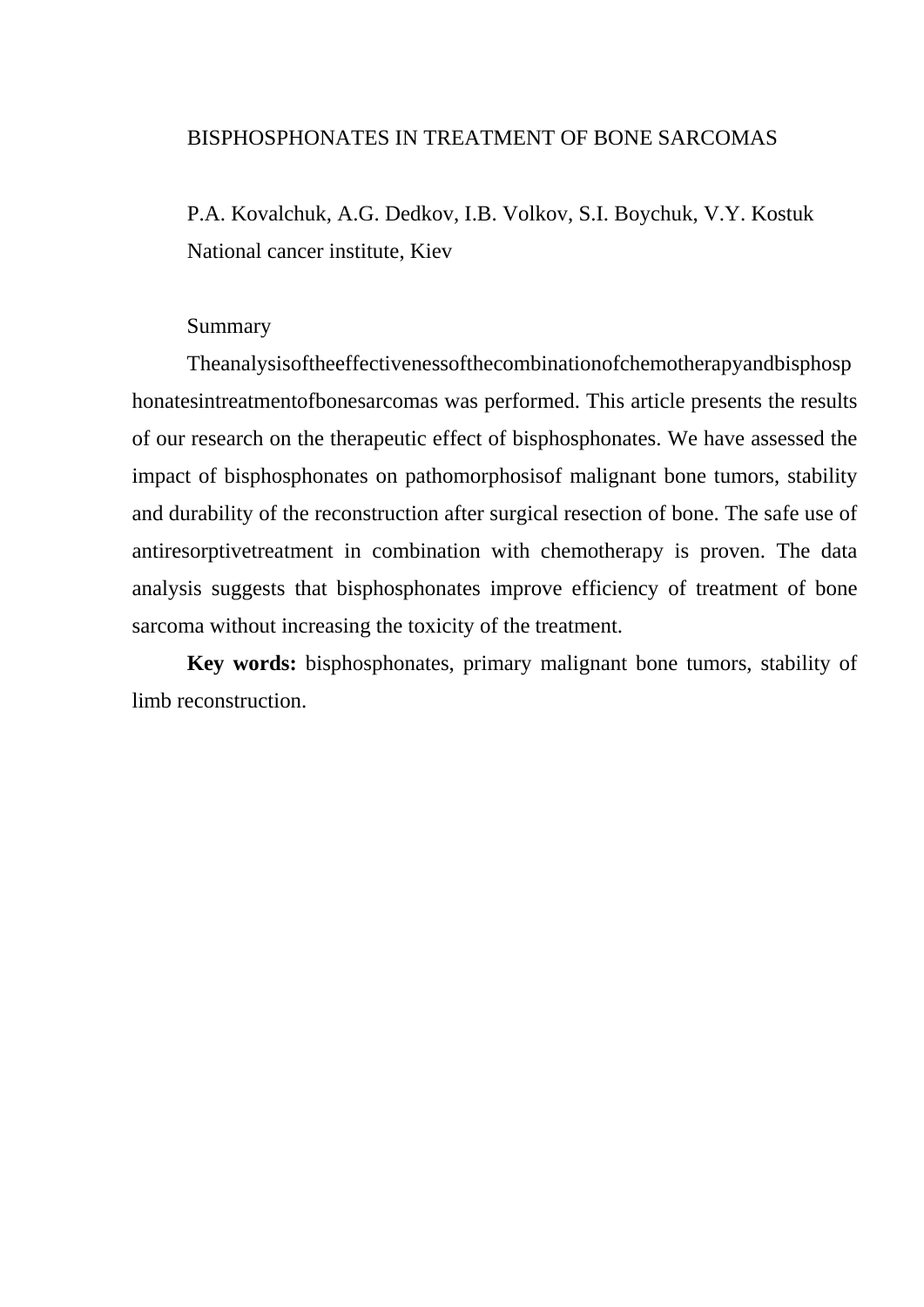# BISPHOSPHONATES IN TREATMENT OF BONE SARCOMAS

P.A. Kovalchuk, A.G. Dedkov, I.B. Volkov, S.I. Boychuk, V.Y. Kostuk

National cancer institute, Kiev

## Summary

Theanalysisoftheeffectivenessofthecombinationofchemotherapyandbisphosphonatesintreatmentofbonesarcomas was performed. This article presents the results of our research on the therapeutic effect of bisphosphonates. We have assessed the impact of bisphosphonates on pathomorphosisof malignant bone tumors, stability and durability of the reconstruction after surgical resection of bone. The safe use of antiresorptivetreatment in combination with chemotherapy is proven. The data analysis suggests that bisphosphonates improve efficiency of treatment of bone sarcoma without increasing the toxicity of the treatment.

**Key words:** bisphosphonates, primary malignant bone tumors, stability of limb reconstruction.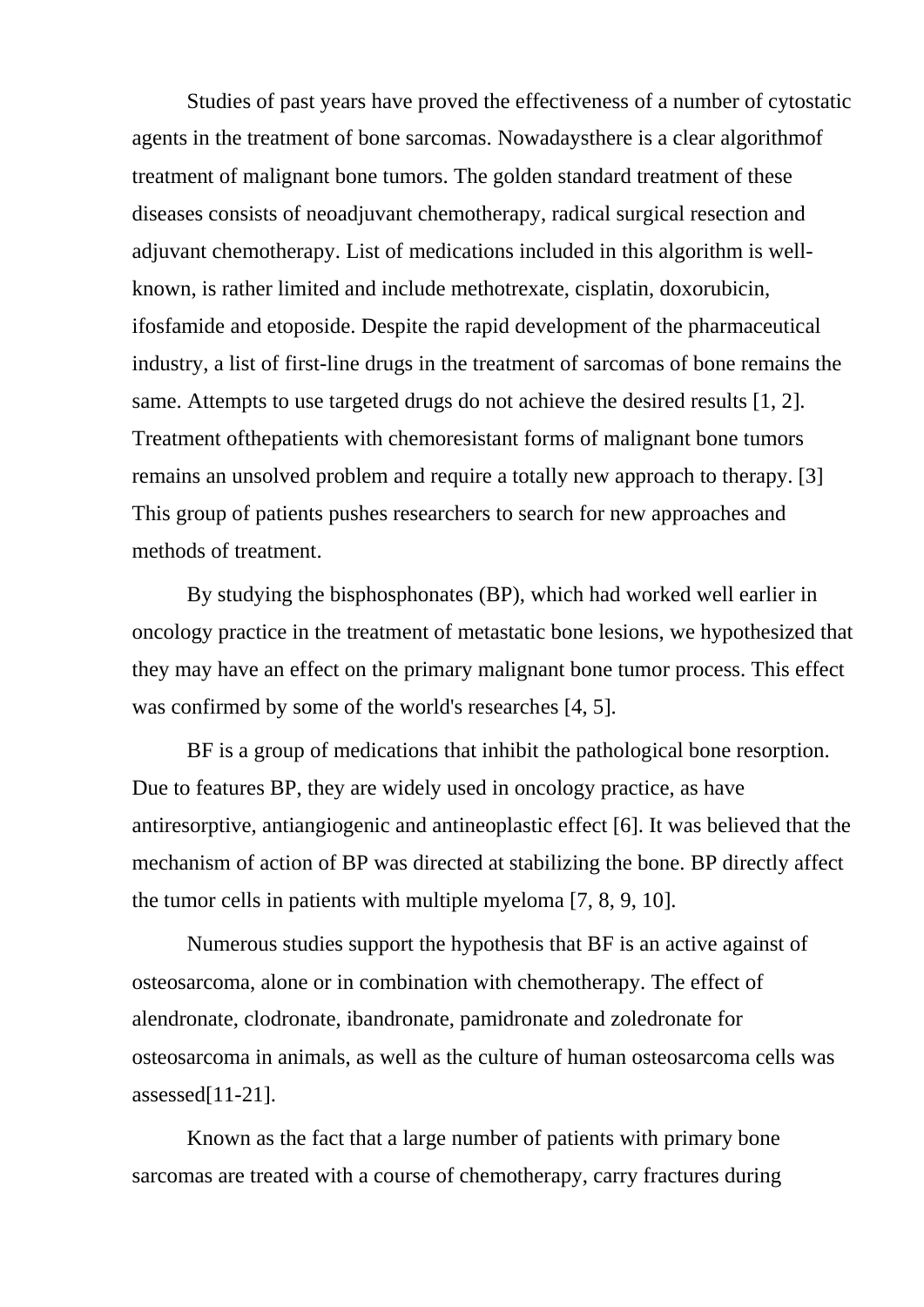Studies of past years have proved the effectiveness of a number of cytostatic agents in the treatment of bone sarcomas. Nowadaysthere is a clear algorithmof treatment of malignant bone tumors. The golden standard treatment of these diseases consists of neoadjuvant chemotherapy, radical surgical resection and adjuvant chemotherapy. List of medications included in this algorithm is well-known, is rather limited and include methotrexate, cisplatin, doxorubicin, ifosfamide and etoposide. Despite the rapid development of the pharmaceutical industry, a list of first-line drugs in the treatment of sarcomas of bone remains the same. Attempts to use targeted drugs do not achieve the desired results [1, 2]. Treatment ofthepatients with chemoresistant forms of malignant bone tumors remains an unsolved problem and require a totally new approach to therapy. [3] This group of patients pushes researchers to search for new approaches and methods of treatment.

By studying the bisphosphonates (BP), which had worked well earlier in oncology practice in the treatment of metastatic bone lesions, we hypothesized that they may have an effect on the primary malignant bone tumor process. This effect was confirmed by some of the world's researches [4, 5].

BF is a group of medications that inhibit the pathological bone resorption. Due to features BP, they are widely used in oncology practice, as have antiresorptive, antiangiogenic and antineoplastic effect [6]. It was believed that the mechanism of action of BP was directed at stabilizing the bone. BP directly affect the tumor cells in patients with multiple myeloma [7, 8, 9, 10].

Numerous studies support the hypothesis that BF is an active against of osteosarcoma, alone or in combination with chemotherapy. The effect of alendronate, clodronate, ibandronate, pamidronate and zoledronate for osteosarcoma in animals, as well as the culture of human osteosarcoma cells was assessed[11-21].

Known as the fact that a large number of patients with primary bone sarcomas are treated with a course of chemotherapy, carry fractures during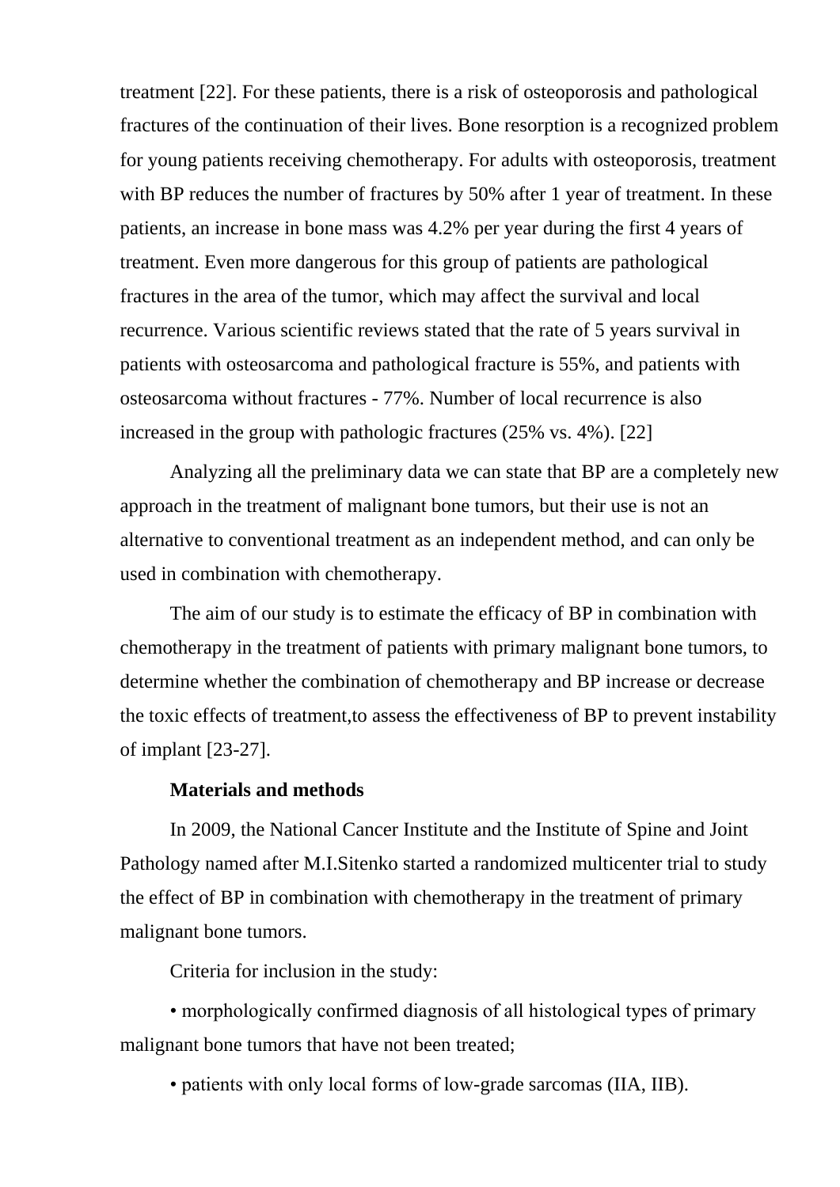treatment [22]. For these patients, there is a risk of osteoporosis and pathological fractures of the continuation of their lives. Bone resorption is a recognized problem for young patients receiving chemotherapy. For adults with osteoporosis, treatment with BP reduces the number of fractures by 50% after 1 year of treatment. In these patients, an increase in bone mass was 4.2% per year during the first 4 years of treatment. Even more dangerous for this group of patients are pathological fractures in the area of the tumor, which may affect the survival and local recurrence. Various scientific reviews stated that the rate of 5 years survival in patients with osteosarcoma and pathological fracture is 55%, and patients with osteosarcoma without fractures - 77%. Number of local recurrence is also increased in the group with pathologic fractures (25% vs. 4%). [22]

Analyzing all the preliminary data we can state that BP are a completely new approach in the treatment of malignant bone tumors, but their use is not an alternative to conventional treatment as an independent method, and can only be used in combination with chemotherapy.

The aim of our study is to estimate the efficacy of BP in combination with chemotherapy in the treatment of patients with primary malignant bone tumors, to determine whether the combination of chemotherapy and BP increase or decrease the toxic effects of treatment,to assess the effectiveness of BP to prevent instability of implant [23-27].

**Materials and methods**

In 2009, the National Cancer Institute and the Institute of Spine and Joint Pathology named after M.I.Sitenko started a randomized multicenter trial to study the effect of BP in combination with chemotherapy in the treatment of primary malignant bone tumors.

Criteria for inclusion in the study:

• morphologically confirmed diagnosis of all histological types of primary malignant bone tumors that have not been treated;

• patients with only local forms of low-grade sarcomas (IIA, IIB).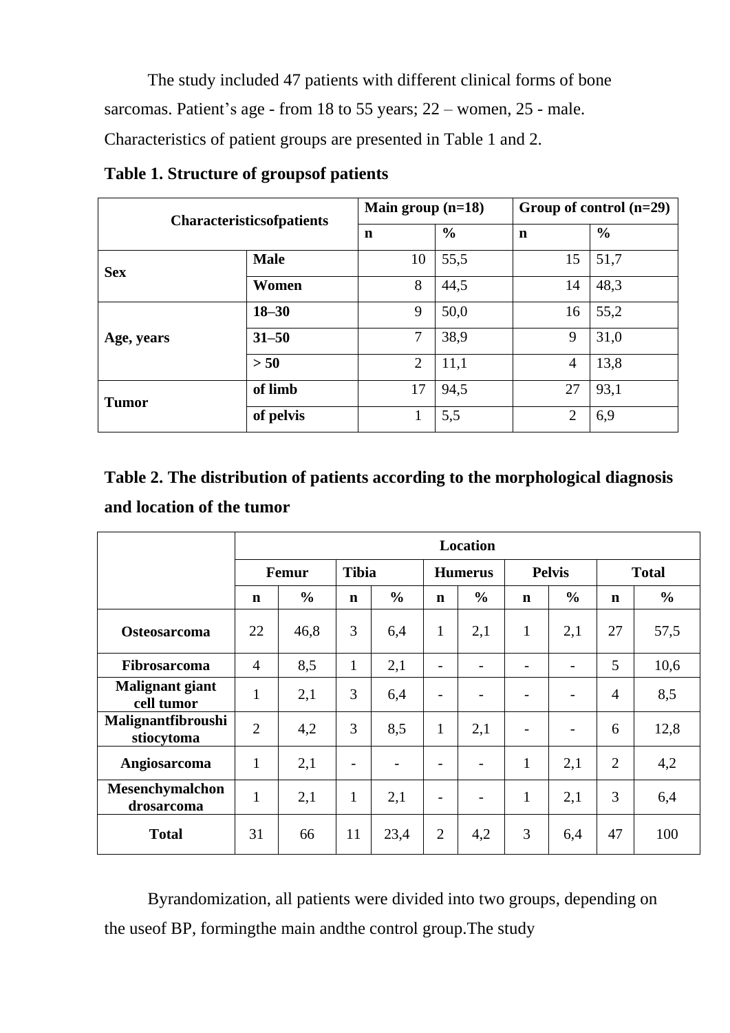The study included 47 patients with different clinical forms of bone sarcomas. Patient's age - from 18 to 55 years; 22 – women, 25 - male. Characteristics of patient groups are presented in Table 1 and 2.

**Table 1. Structure of groupsof patients**

| Characteristicsofpatients | | Main group (n=18) | | Group of control (n=29) | |
|---|---|---|---|---|---|
| | | **n** | **%** | **n** | **%** |
| **Sex** | **Male** | 10 | 55,5 | 15 | 51,7 |
| | **Women** | 8 | 44,5 | 14 | 48,3 |
| **Age, years** | **18–30** | 9 | 50,0 | 16 | 55,2 |
| | **31–50** | 7 | 38,9 | 9 | 31,0 |
| | **> 50** | 2 | 11,1 | 4 | 13,8 |
| **Tumor** | **of limb** | 17 | 94,5 | 27 | 93,1 |
| | **of pelvis** | 1 | 5,5 | 2 | 6,9 |

**Table 2. The distribution of patients according to the morphological diagnosis and location of the tumor**

| | Location | | | | | | | | | |
|---|---|---|---|---|---|---|---|---|---|---|
| | Femur | | Tibia | | Humerus | | Pelvis | | Total | |
| | **n** | **%** | **n** | **%** | **n** | **%** | **n** | **%** | **n** | **%** |
| **Osteosarcoma** | 22 | 46,8 | 3 | 6,4 | 1 | 2,1 | 1 | 2,1 | 27 | 57,5 |
| **Fibrosarcoma** | 4 | 8,5 | 1 | 2,1 | - | - | - | - | 5 | 10,6 |
| **Malignant giant cell tumor** | 1 | 2,1 | 3 | 6,4 | - | - | - | - | 4 | 8,5 |
| **Malignantfibroushistiocytoma** | 2 | 4,2 | 3 | 8,5 | 1 | 2,1 | - | - | 6 | 12,8 |
| **Angiosarcoma** | 1 | 2,1 | - | - | - | - | 1 | 2,1 | 2 | 4,2 |
| **Mesenchymalchondrosarcoma** | 1 | 2,1 | 1 | 2,1 | - | - | 1 | 2,1 | 3 | 6,4 |
| **Total** | 31 | 66 | 11 | 23,4 | 2 | 4,2 | 3 | 6,4 | 47 | 100 |

Byrandomization, all patients were divided into two groups, depending on the useof BP, formingthe main andthe control group.The study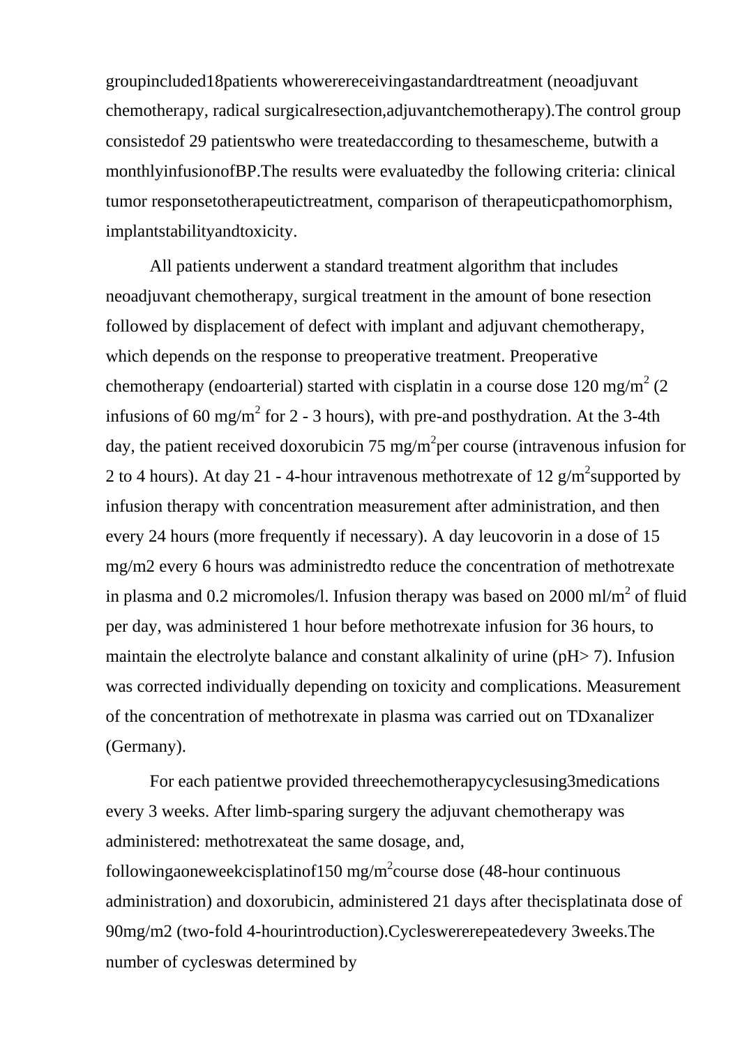groupincluded18patients whowerereceivingastandardtreatment (neoadjuvant chemotherapy, radical surgicalresection,adjuvantchemotherapy).The control group consistedof 29 patientswho were treatedaccording to thesamescheme, butwith a monthlyinfusionofBP.The results were evaluatedby the following criteria: clinical tumor responsetotherapeutictreatment, comparison of therapeuticpathomorphism, implantstabilityandtoxicity.

All patients underwent a standard treatment algorithm that includes neoadjuvant chemotherapy, surgical treatment in the amount of bone resection followed by displacement of defect with implant and adjuvant chemotherapy, which depends on the response to preoperative treatment. Preoperative chemotherapy (endoarterial) started with cisplatin in a course dose 120 mg/m$^2$ (2 infusions of 60 mg/m$^2$ for 2 - 3 hours), with pre-and posthydration. At the 3-4th day, the patient received doxorubicin 75 mg/m$^2$per course (intravenous infusion for 2 to 4 hours). At day 21 - 4-hour intravenous methotrexate of 12 g/m$^2$supported by infusion therapy with concentration measurement after administration, and then every 24 hours (more frequently if necessary). A day leucovorin in a dose of 15 mg/m2 every 6 hours was administredto reduce the concentration of methotrexate in plasma and 0.2 micromoles/l. Infusion therapy was based on 2000 ml/m$^2$ of fluid per day, was administered 1 hour before methotrexate infusion for 36 hours, to maintain the electrolyte balance and constant alkalinity of urine (pH> 7). Infusion was corrected individually depending on toxicity and complications. Measurement of the concentration of methotrexate in plasma was carried out on TDxanalizer (Germany).

For each patientwe provided threechemotherapycyclesusing3medications every 3 weeks. After limb-sparing surgery the adjuvant chemotherapy was administered: methotrexateat the same dosage, and, followingaoneweekcisplatinof150 mg/m$^2$course dose (48-hour continuous administration) and doxorubicin, administered 21 days after thecisplatinata dose of 90mg/m2 (two-fold 4-hourintroduction).Cycleswererepeatedevery 3weeks.The number of cycleswas determined by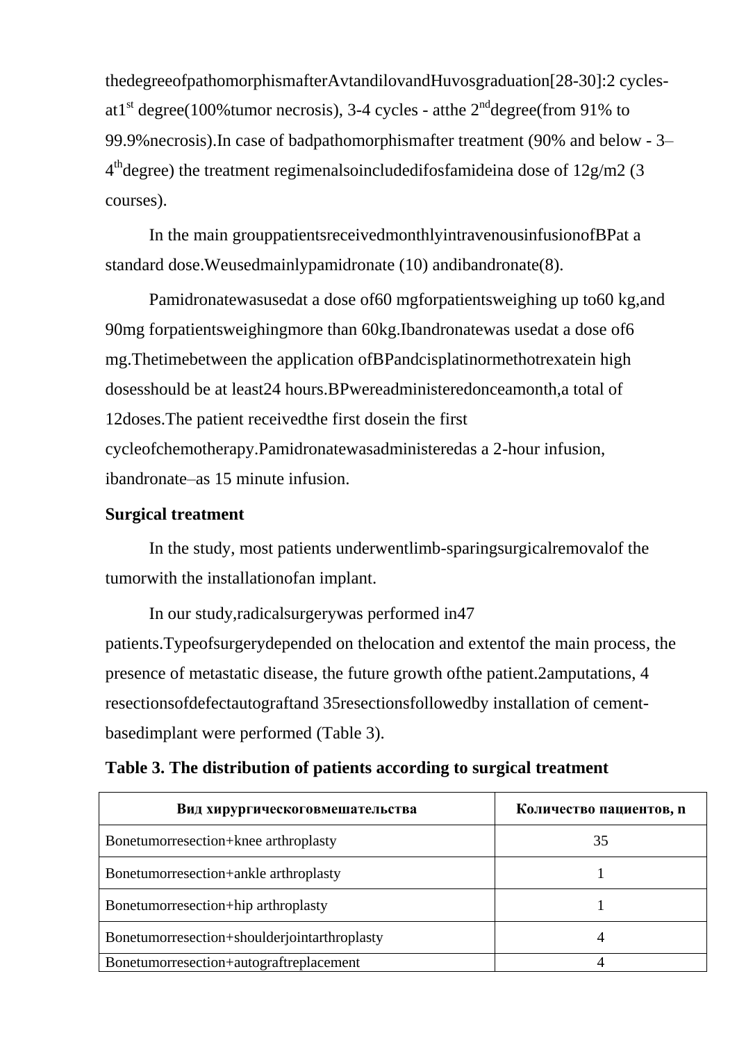thedegreeofpathomorphismafterAvtandilovandHuvosgraduation[28-30]:2 cycles-at1[st] degree(100%tumor necrosis), 3-4 cycles - atthe 2[nd]degree(from 91% to 99.9%necrosis).In case of badpathomorphismafter treatment (90% and below - 3–4[th]degree) the treatment regimenalsoincludedifosfamideina dose of 12g/m2 (3 courses).

In the main grouppatientsreceivedmonthlyintravenousinfusionofBPat a standard dose.Weusedmainlypamidronate (10) andibandronate(8).

Pamidronatewasusedat a dose of60 mgforpatientsweighing up to60 kg,and 90mg forpatientsweighingmore than 60kg.Ibandronatewas usedat a dose of6 mg.Thetimebetween the application ofBPandcisplatinormethotrexatein high dosesshould be at least24 hours.BPwereadministeredonceamonth,a total of 12doses.The patient receivedthe first dosein the first cycleofchemotherapy.Pamidronatewasadministeredas a 2-hour infusion, ibandronate–as 15 minute infusion.

**Surgical treatment**

In the study, most patients underwentlimb-sparingsurgicalremovalof the tumorwith the installationofan implant.

In our study,radicalsurgerywas performed in47 patients.Typeofsurgerydepended on thelocation and extentof the main process, the presence of metastatic disease, the future growth ofthe patient.2amputations, 4 resectionsofdefectautograftand 35resectionsfollowedby installation of cement-basedimplant were performed (Table 3).

**Table 3. The distribution of patients according to surgical treatment**

| Вид хирургическоговмешательства | Количество пациентов, n |
|---|---|
| Bonetumorresection+knee arthroplasty | 35 |
| Bonetumorresection+ankle arthroplasty | 1 |
| Bonetumorresection+hip arthroplasty | 1 |
| Bonetumorresection+shoulderjointarthroplasty | 4 |
| Bonetumorresection+autograftreplacement | 4 |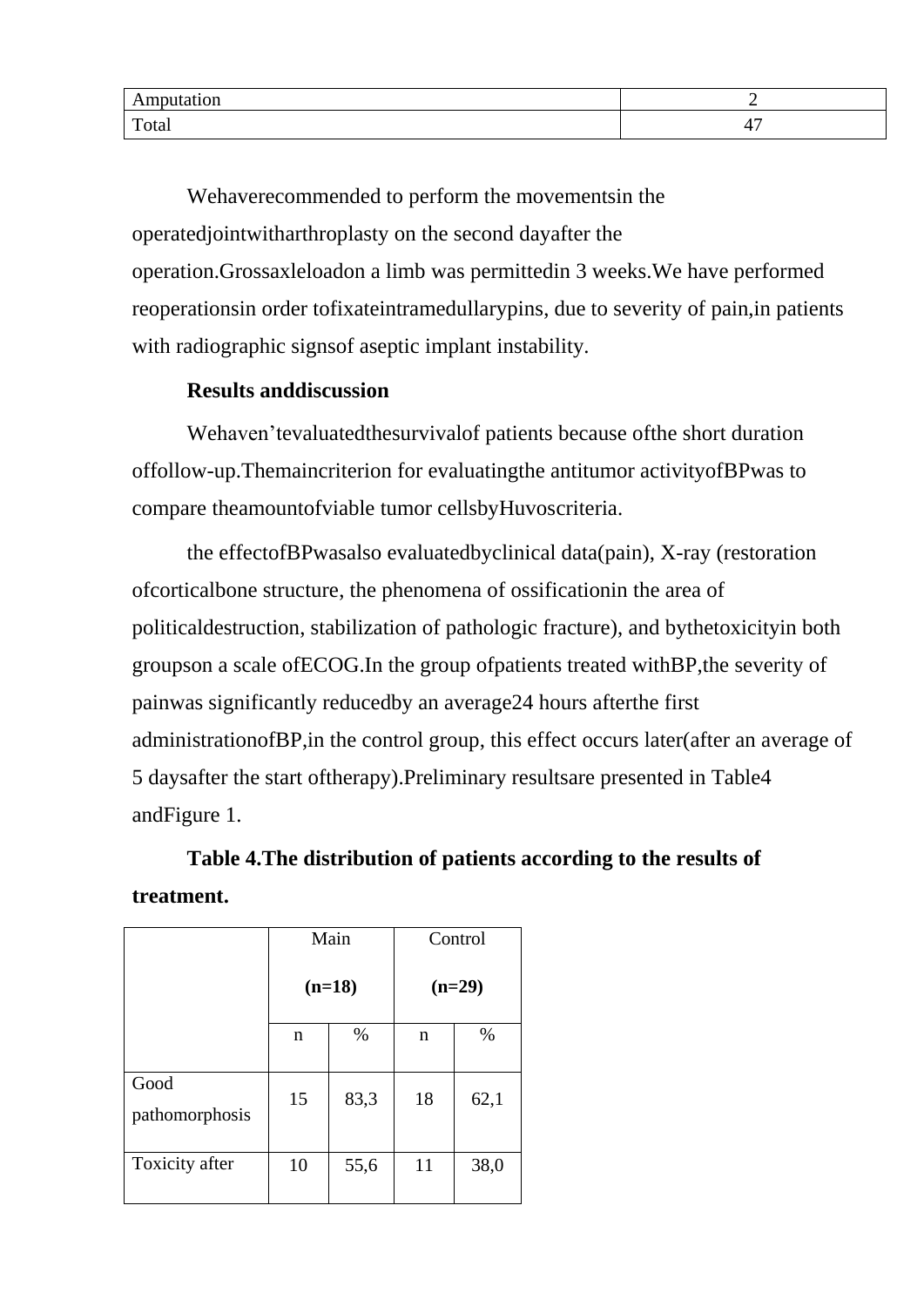| Amputation | 2 |
|---|---|
| Total | 47 |

Wehaverecommended to perform the movementsin the operatedjointwitharthroplasty on the second dayafter the operation.Grossaxleloadon a limb was permittedin 3 weeks.We have performed reoperationsin order tofixateintramedullarypins, due to severity of pain,in patients with radiographic signsof aseptic implant instability.

**Results anddiscussion**

Wehaven't evaluatedthesurvivalof patients because ofthe short duration offollow-up.Themaincriterion for evaluatingthe antitumor activityofBPwas to compare theamountofviable tumor cellsbyHuvoscriteria.

the effectofBPwasalso evaluatedbyclinical data(pain), X-ray (restoration ofcorticalbone structure, the phenomena of ossificationin the area of politicaldestruction, stabilization of pathologic fracture), and bythetoxicityin both groupson a scale ofECOG.In the group ofpatients treated withBP,the severity of painwas significantly reducedby an average24 hours afterthe first administrationofBP,in the control group, this effect occurs later(after an average of 5 daysafter the start oftherapy).Preliminary resultsare presented in Table4 andFigure 1.

**Table 4.The distribution of patients according to the results of treatment.**

| | Main **(n=18)** | | Control **(n=29)** | |
|---|---|---|---|---|
| | n | % | n | % |
| Good pathomorphosis | 15 | 83,3 | 18 | 62,1 |
| Toxicity after | 10 | 55,6 | 11 | 38,0 |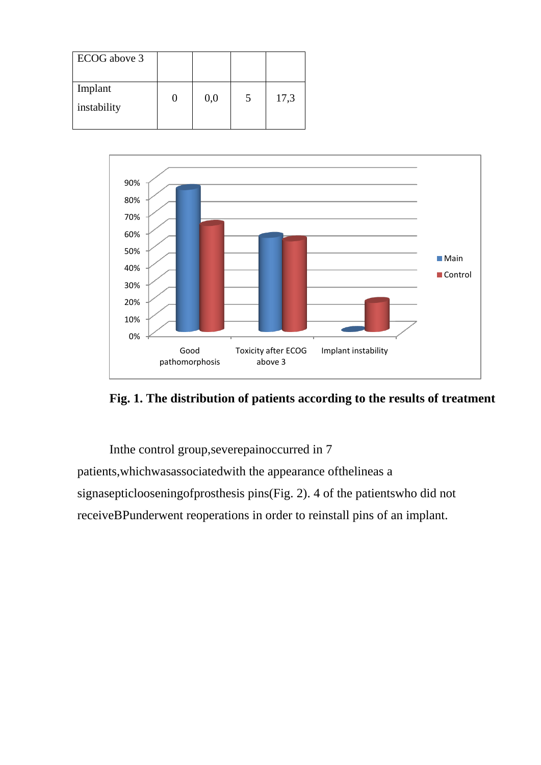| ECOG above 3 | | | | |
|---|---|---|---|---|
| Implant instability | 0 | 0,0 | 5 | 17,3 |

**Fig. 1. The distribution of patients according to the results of treatment**

Inthe control group,severepainoccurred in 7 patients,whichwasassociatedwith the appearance ofthelineas a signasepticlooseningofprosthesis pins(Fig. 2). 4 of the patientswho did not receiveBPunderwent reoperations in order to reinstall pins of an implant.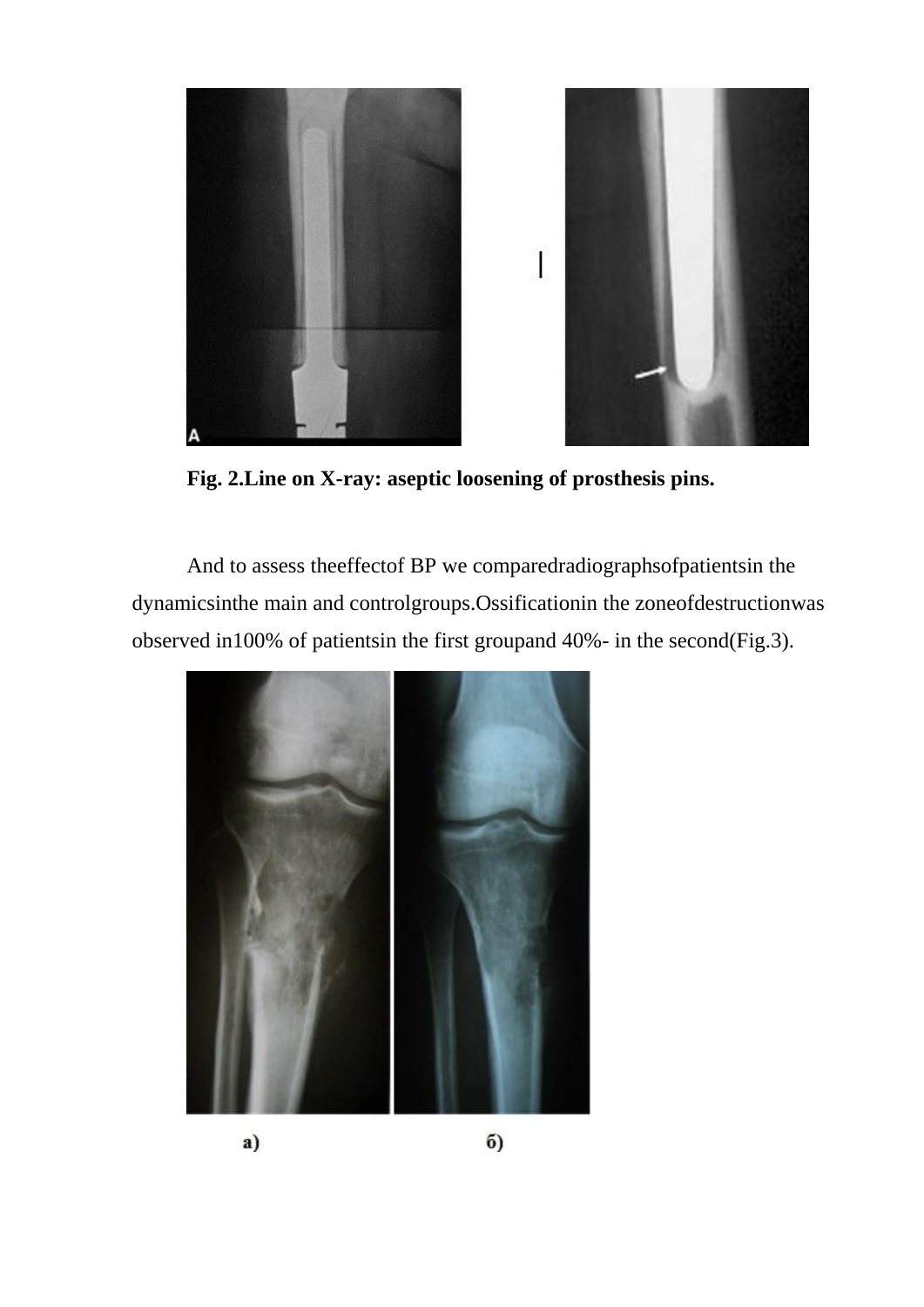**Fig. 2.Line on X-ray: aseptic loosening of prosthesis pins.**

And to assess theeffectof BP we comparedradiographsofpatientsin the dynamicsinthe main and controlgroups.Ossificationin the zoneofdestructionwas observed in100% of patientsin the first groupand 40%- in the second(Fig.3).

а) б)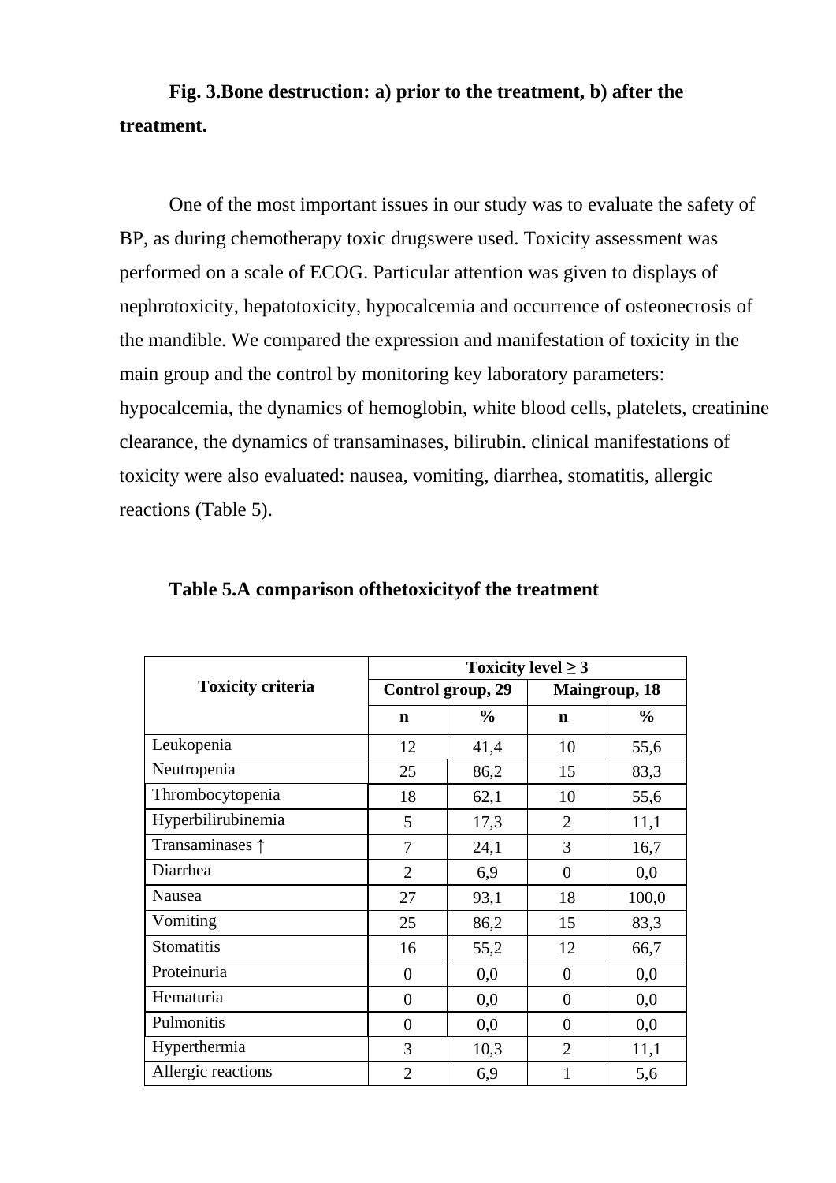**Fig. 3.Bone destruction: a) prior to the treatment, b) after the treatment.**

One of the most important issues in our study was to evaluate the safety of BP, as during chemotherapy toxic drugswere used. Toxicity assessment was performed on a scale of ECOG. Particular attention was given to displays of nephrotoxicity, hepatotoxicity, hypocalcemia and occurrence of osteonecrosis of the mandible. We compared the expression and manifestation of toxicity in the main group and the control by monitoring key laboratory parameters: hypocalcemia, the dynamics of hemoglobin, white blood cells, platelets, creatinine clearance, the dynamics of transaminases, bilirubin. clinical manifestations of toxicity were also evaluated: nausea, vomiting, diarrhea, stomatitis, allergic reactions (Table 5).

**Table 5.A comparison ofthetoxicityof the treatment**

| Toxicity criteria | Toxicity level ≥ 3 | | | |
|---|---|---|---|---|
| | Control group, 29 | | Maingroup, 18 | |
| | n | % | n | % |
| Leukopenia | 12 | 41,4 | 10 | 55,6 |
| Neutropenia | 25 | 86,2 | 15 | 83,3 |
| Thrombocytopenia | 18 | 62,1 | 10 | 55,6 |
| Hyperbilirubinemia | 5 | 17,3 | 2 | 11,1 |
| Transaminases ↑ | 7 | 24,1 | 3 | 16,7 |
| Diarrhea | 2 | 6,9 | 0 | 0,0 |
| Nausea | 27 | 93,1 | 18 | 100,0 |
| Vomiting | 25 | 86,2 | 15 | 83,3 |
| Stomatitis | 16 | 55,2 | 12 | 66,7 |
| Proteinuria | 0 | 0,0 | 0 | 0,0 |
| Hematuria | 0 | 0,0 | 0 | 0,0 |
| Pulmonitis | 0 | 0,0 | 0 | 0,0 |
| Hyperthermia | 3 | 10,3 | 2 | 11,1 |
| Allergic reactions | 2 | 6,9 | 1 | 5,6 |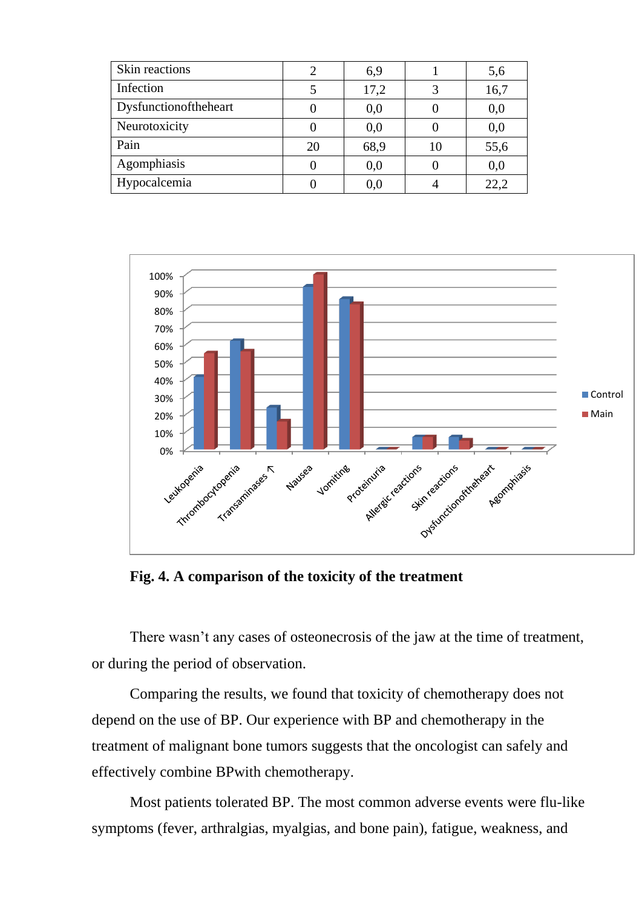| Skin reactions | 2 | 6,9 | 1 | 5,6 |
|---|---|---|---|---|
| Infection | 5 | 17,2 | 3 | 16,7 |
| Dysfunctionoftheheart | 0 | 0,0 | 0 | 0,0 |
| Neurotoxicity | 0 | 0,0 | 0 | 0,0 |
| Pain | 20 | 68,9 | 10 | 55,6 |
| Agomphiasis | 0 | 0,0 | 0 | 0,0 |
| Hypocalcemia | 0 | 0,0 | 4 | 22,2 |

**Fig. 4. A comparison of the toxicity of the treatment**

There wasn't any cases of osteonecrosis of the jaw at the time of treatment, or during the period of observation.

Comparing the results, we found that toxicity of chemotherapy does not depend on the use of BP. Our experience with BP and chemotherapy in the treatment of malignant bone tumors suggests that the oncologist can safely and effectively combine BPwith chemotherapy.

Most patients tolerated BP. The most common adverse events were flu-like symptoms (fever, arthralgias, myalgias, and bone pain), fatigue, weakness, and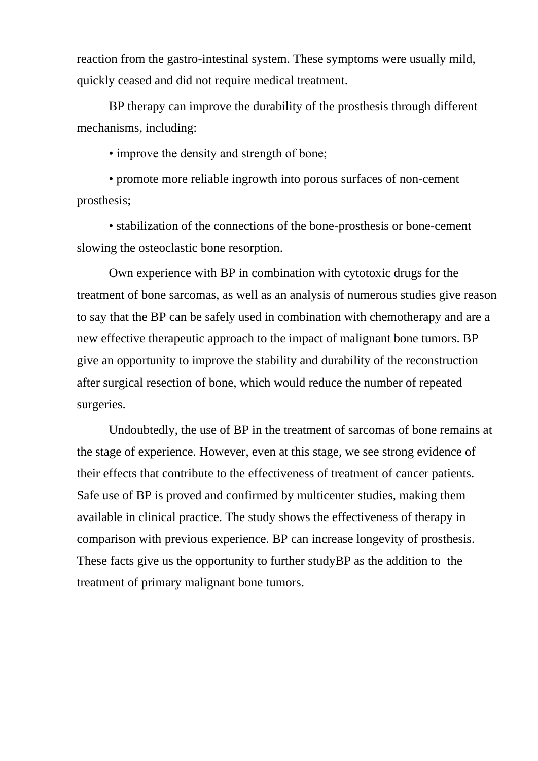reaction from the gastro-intestinal system. These symptoms were usually mild, quickly ceased and did not require medical treatment.

BP therapy can improve the durability of the prosthesis through different mechanisms, including:

• improve the density and strength of bone;

• promote more reliable ingrowth into porous surfaces of non-cement prosthesis;

• stabilization of the connections of the bone-prosthesis or bone-cement slowing the osteoclastic bone resorption.

Own experience with BP in combination with cytotoxic drugs for the treatment of bone sarcomas, as well as an analysis of numerous studies give reason to say that the BP can be safely used in combination with chemotherapy and are a new effective therapeutic approach to the impact of malignant bone tumors. BP give an opportunity to improve the stability and durability of the reconstruction after surgical resection of bone, which would reduce the number of repeated surgeries.

Undoubtedly, the use of BP in the treatment of sarcomas of bone remains at the stage of experience. However, even at this stage, we see strong evidence of their effects that contribute to the effectiveness of treatment of cancer patients. Safe use of BP is proved and confirmed by multicenter studies, making them available in clinical practice. The study shows the effectiveness of therapy in comparison with previous experience. BP can increase longevity of prosthesis. These facts give us the opportunity to further studyBP as the addition to the treatment of primary malignant bone tumors.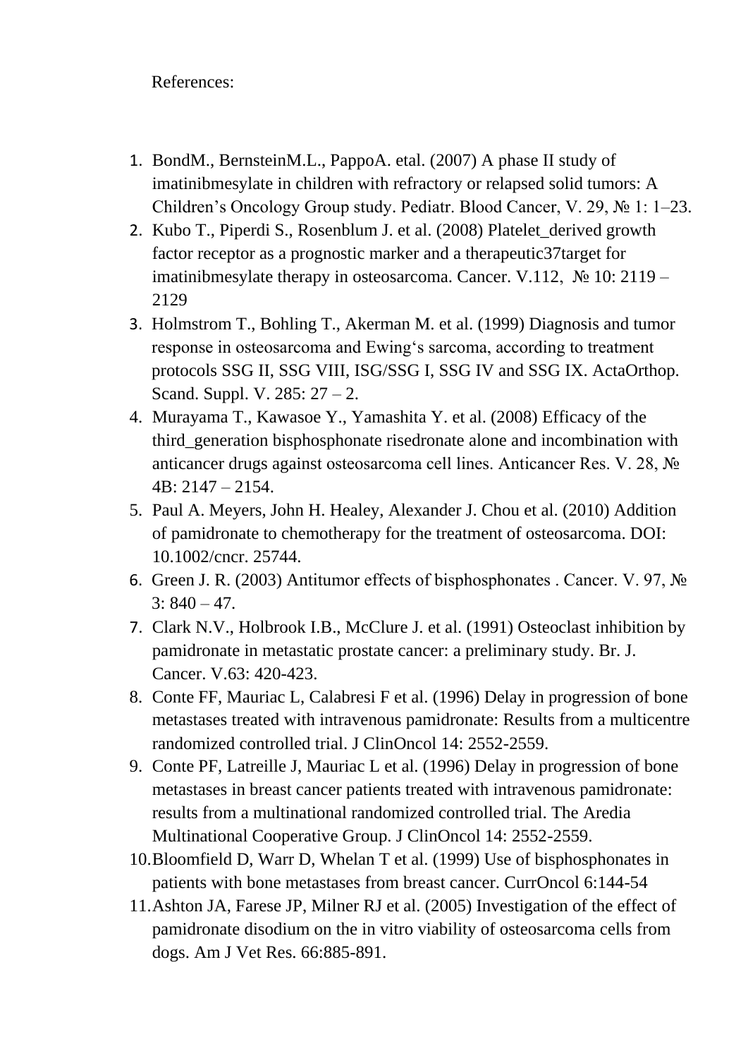References:

1. BondM., BernsteinM.L., PappoA. etal. (2007) A phase II study of imatinibmesylate in children with refractory or relapsed solid tumors: A Children's Oncology Group study. Pediatr. Blood Cancer, V. 29, № 1: 1–23.
2. Kubo T., Piperdi S., Rosenblum J. et al. (2008) Platelet_derived growth factor receptor as a prognostic marker and a therapeutic37target for imatinibmesylate therapy in osteosarcoma. Cancer. V.112, № 10: 2119 – 2129
3. Holmstrom T., Bohling T., Akerman M. et al. (1999) Diagnosis and tumor response in osteosarcoma and Ewing's sarcoma, according to treatment protocols SSG II, SSG VIII, ISG/SSG I, SSG IV and SSG IX. ActaOrthop. Scand. Suppl. V. 285: 27 – 2.
4. Murayama T., Kawasoe Y., Yamashita Y. et al. (2008) Efficacy of the third_generation bisphosphonate risedronate alone and incombination with anticancer drugs against osteosarcoma cell lines. Anticancer Res. V. 28, № 4B: 2147 – 2154.
5. Paul A. Meyers, John H. Healey, Alexander J. Chou et al. (2010) Addition of pamidronate to chemotherapy for the treatment of osteosarcoma. DOI: 10.1002/cncr. 25744.
6. Green J. R. (2003) Antitumor effects of bisphosphonates . Cancer. V. 97, № 3: 840 – 47.
7. Clark N.V., Holbrook I.B., McClure J. et al. (1991) Osteoclast inhibition by pamidronate in metastatic prostate cancer: a preliminary study. Br. J. Cancer. V.63: 420-423.
8. Conte FF, Mauriac L, Calabresi F et al. (1996) Delay in progression of bone metastases treated with intravenous pamidronate: Results from a multicentre randomized controlled trial. J ClinOncol 14: 2552-2559.
9. Conte PF, Latreille J, Mauriac L et al. (1996) Delay in progression of bone metastases in breast cancer patients treated with intravenous pamidronate: results from a multinational randomized controlled trial. The Aredia Multinational Cooperative Group. J ClinOncol 14: 2552-2559.
10. Bloomfield D, Warr D, Whelan T et al. (1999) Use of bisphosphonates in patients with bone metastases from breast cancer. CurrOncol 6:144-54
11. Ashton JA, Farese JP, Milner RJ et al. (2005) Investigation of the effect of pamidronate disodium on the in vitro viability of osteosarcoma cells from dogs. Am J Vet Res. 66:885-891.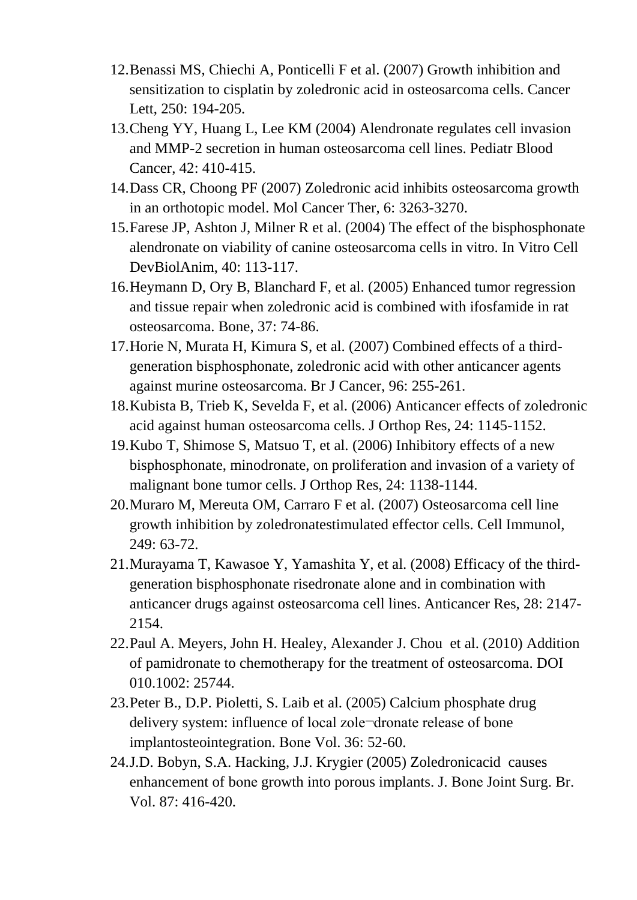12. Benassi MS, Chiechi A, Ponticelli F et al. (2007) Growth inhibition and sensitization to cisplatin by zoledronic acid in osteosarcoma cells. Cancer Lett, 250: 194-205.
13. Cheng YY, Huang L, Lee KM (2004) Alendronate regulates cell invasion and MMP-2 secretion in human osteosarcoma cell lines. Pediatr Blood Cancer, 42: 410-415.
14. Dass CR, Choong PF (2007) Zoledronic acid inhibits osteosarcoma growth in an orthotopic model. Mol Cancer Ther, 6: 3263-3270.
15. Farese JP, Ashton J, Milner R et al. (2004) The effect of the bisphosphonate alendronate on viability of canine osteosarcoma cells in vitro. In Vitro Cell DevBiolAnim, 40: 113-117.
16. Heymann D, Ory B, Blanchard F, et al. (2005) Enhanced tumor regression and tissue repair when zoledronic acid is combined with ifosfamide in rat osteosarcoma. Bone, 37: 74-86.
17. Horie N, Murata H, Kimura S, et al. (2007) Combined effects of a third-generation bisphosphonate, zoledronic acid with other anticancer agents against murine osteosarcoma. Br J Cancer, 96: 255-261.
18. Kubista B, Trieb K, Sevelda F, et al. (2006) Anticancer effects of zoledronic acid against human osteosarcoma cells. J Orthop Res, 24: 1145-1152.
19. Kubo T, Shimose S, Matsuo T, et al. (2006) Inhibitory effects of a new bisphosphonate, minodronate, on proliferation and invasion of a variety of malignant bone tumor cells. J Orthop Res, 24: 1138-1144.
20. Muraro M, Mereuta OM, Carraro F et al. (2007) Osteosarcoma cell line growth inhibition by zoledronatestimulated effector cells. Cell Immunol, 249: 63-72.
21. Murayama T, Kawasoe Y, Yamashita Y, et al. (2008) Efficacy of the third-generation bisphosphonate risedronate alone and in combination with anticancer drugs against osteosarcoma cell lines. Anticancer Res, 28: 2147-2154.
22. Paul A. Meyers, John H. Healey, Alexander J. Chou et al. (2010) Addition of pamidronate to chemotherapy for the treatment of osteosarcoma. DOI 010.1002: 25744.
23. Peter B., D.P. Pioletti, S. Laib et al. (2005) Calcium phosphate drug delivery system: influence of local zole¬dronate release of bone implantosteointegration. Bone Vol. 36: 52-60.
24. J.D. Bobyn, S.A. Hacking, J.J. Krygier (2005) Zoledronicacid causes enhancement of bone growth into porous implants. J. Bone Joint Surg. Br. Vol. 87: 416-420.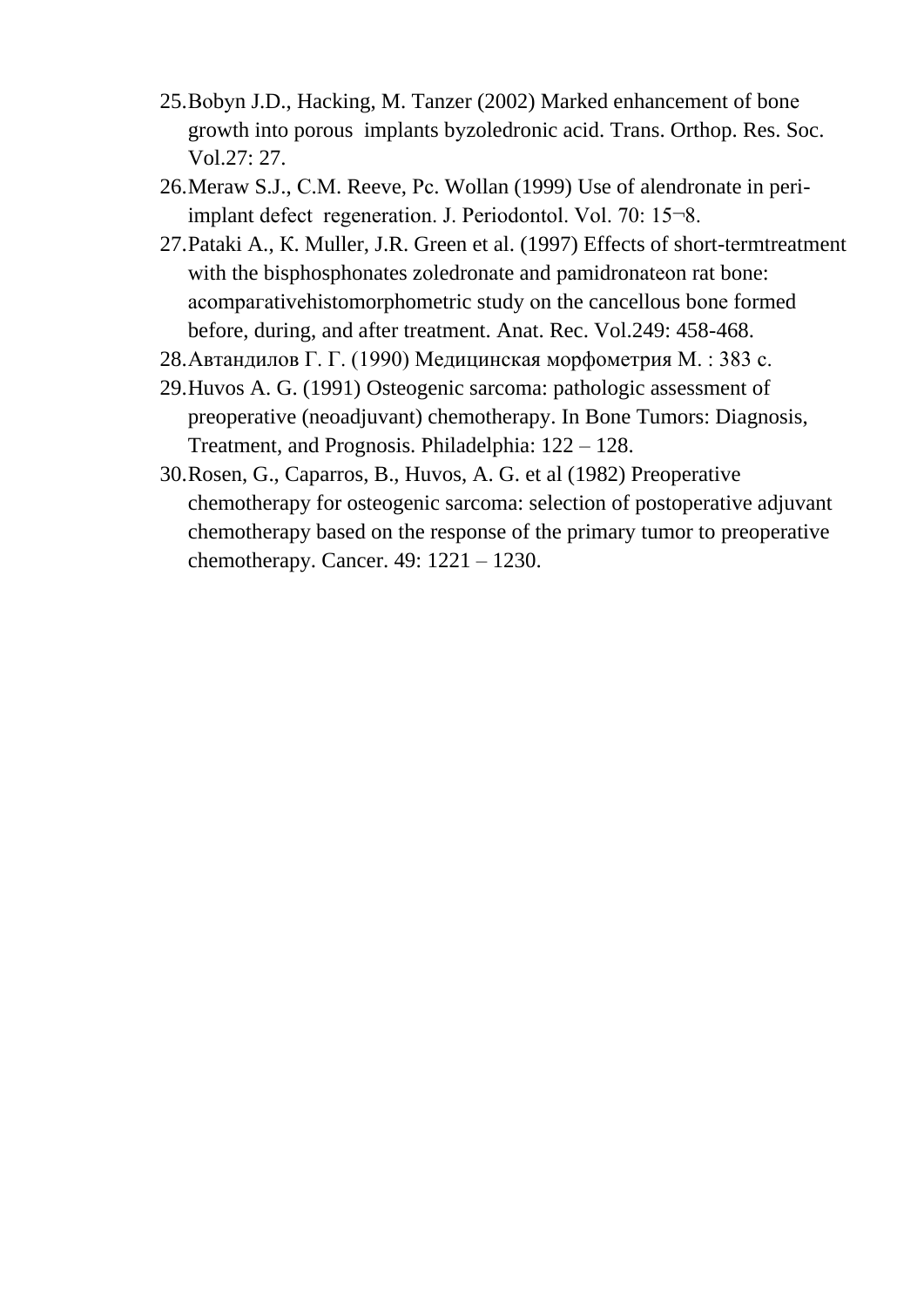25. Bobyn J.D., Hacking, M. Tanzer (2002) Marked enhancement of bone growth into porous implants byzoledronic acid. Trans. Orthop. Res. Soc. Vol.27: 27.
26. Meraw S.J., C.M. Reeve, Pc. Wollan (1999) Use of alendronate in peri-implant defect regeneration. J. Periodontol. Vol. 70: 15¬8.
27. Pataki A., K. Muller, J.R. Green et al. (1997) Effects of short-termtreatment with the bisphosphonates zoledronate and pamidronateon rat bone: acomparativehistomorphometric study on the cancellous bone formed before, during, and after treatment. Anat. Rec. Vol.249: 458-468.
28. Автандилов Г. Г. (1990) Медицинская морфометрия М. : 383 с.
29. Huvos A. G. (1991) Osteogenic sarcoma: pathologic assessment of preoperative (neoadjuvant) chemotherapy. In Bone Tumors: Diagnosis, Treatment, and Prognosis. Philadelphia: 122 – 128.
30. Rosen, G., Caparros, B., Huvos, A. G. et al (1982) Preoperative chemotherapy for osteogenic sarcoma: selection of postoperative adjuvant chemotherapy based on the response of the primary tumor to preoperative chemotherapy. Cancer. 49: 1221 – 1230.